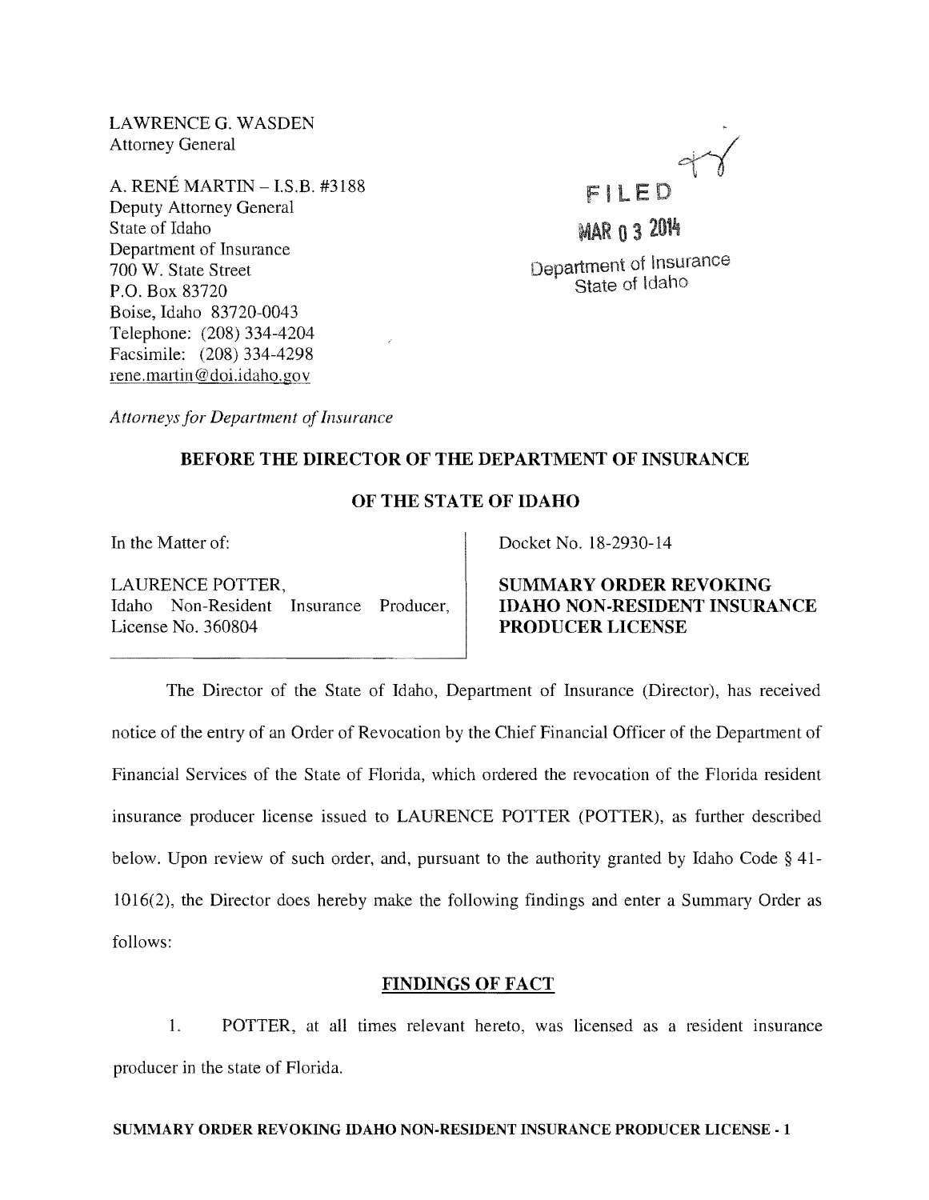LAWRENCE G. WASDEN
Attorney General

A. RENÉ MARTIN – I.S.B. #3188
Deputy Attorney General
State of Idaho
Department of Insurance
700 W. State Street
P.O. Box 83720
Boise, Idaho 83720-0043
Telephone: (208) 334-4204
Facsimile: (208) 334-4298
rene.martin@doi.idaho.gov

FILED

MAR 03 2014

Department of Insurance
State of Idaho

*Attorneys for Department of Insurance*

**BEFORE THE DIRECTOR OF THE DEPARTMENT OF INSURANCE**

**OF THE STATE OF IDAHO**

In the Matter of:

LAURENCE POTTER,
Idaho Non-Resident Insurance Producer,
License No. 360804

Docket No. 18-2930-14

**SUMMARY ORDER REVOKING IDAHO NON-RESIDENT INSURANCE PRODUCER LICENSE**

The Director of the State of Idaho, Department of Insurance (Director), has received notice of the entry of an Order of Revocation by the Chief Financial Officer of the Department of Financial Services of the State of Florida, which ordered the revocation of the Florida resident insurance producer license issued to LAURENCE POTTER (POTTER), as further described below. Upon review of such order, and, pursuant to the authority granted by Idaho Code § 41-1016(2), the Director does hereby make the following findings and enter a Summary Order as follows:

## FINDINGS OF FACT

1. POTTER, at all times relevant hereto, was licensed as a resident insurance producer in the state of Florida.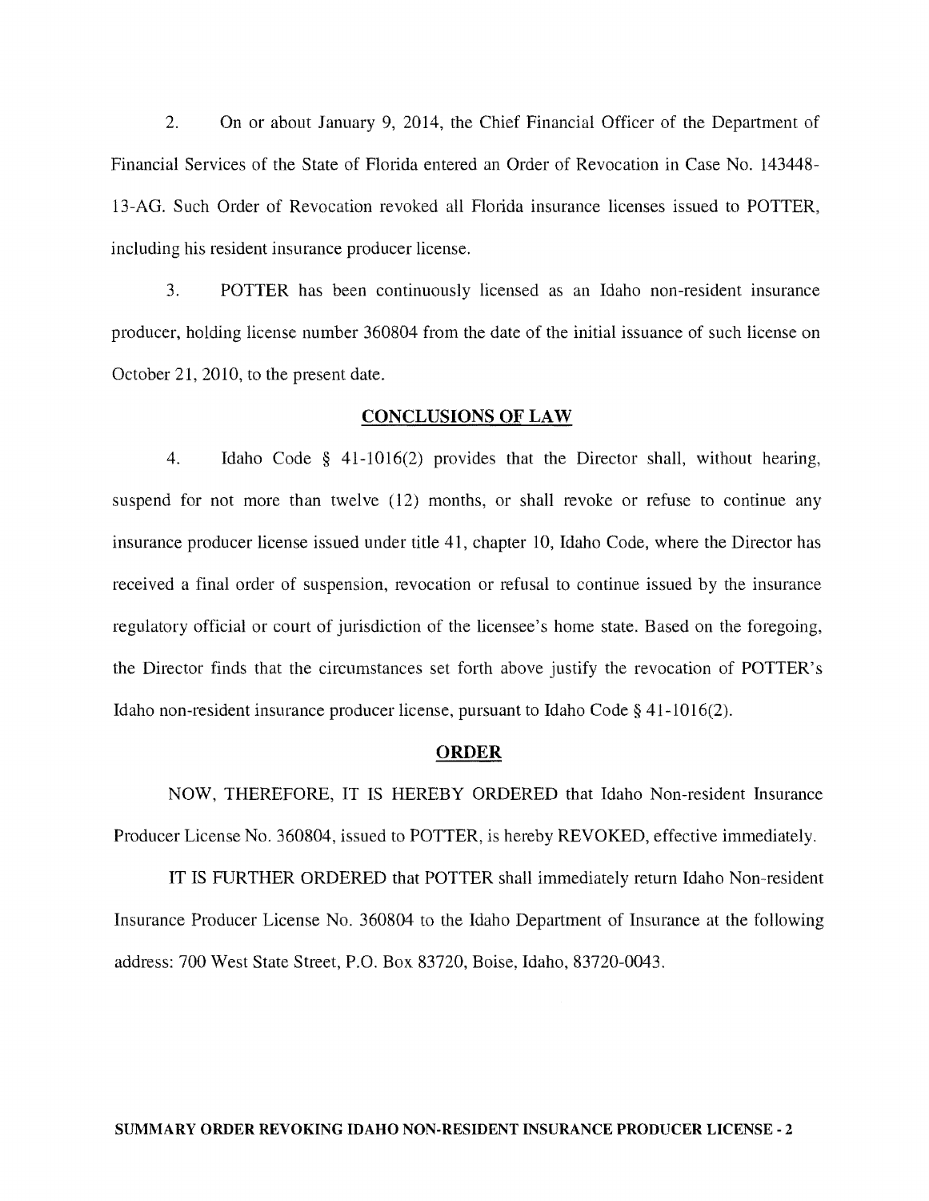2. On or about January 9, 2014, the Chief Financial Officer of the Department of Financial Services of the State of Florida entered an Order of Revocation in Case No. 143448-13-AG. Such Order of Revocation revoked all Florida insurance licenses issued to POTTER, including his resident insurance producer license.

3. POTTER has been continuously licensed as an Idaho non-resident insurance producer, holding license number 360804 from the date of the initial issuance of such license on October 21, 2010, to the present date.

## CONCLUSIONS OF LAW

4. Idaho Code § 41-1016(2) provides that the Director shall, without hearing, suspend for not more than twelve (12) months, or shall revoke or refuse to continue any insurance producer license issued under title 41, chapter 10, Idaho Code, where the Director has received a final order of suspension, revocation or refusal to continue issued by the insurance regulatory official or court of jurisdiction of the licensee's home state. Based on the foregoing, the Director finds that the circumstances set forth above justify the revocation of POTTER's Idaho non-resident insurance producer license, pursuant to Idaho Code § 41-1016(2).

## ORDER

NOW, THEREFORE, IT IS HEREBY ORDERED that Idaho Non-resident Insurance Producer License No. 360804, issued to POTTER, is hereby REVOKED, effective immediately.

IT IS FURTHER ORDERED that POTTER shall immediately return Idaho Non-resident Insurance Producer License No. 360804 to the Idaho Department of Insurance at the following address: 700 West State Street, P.O. Box 83720, Boise, Idaho, 83720-0043.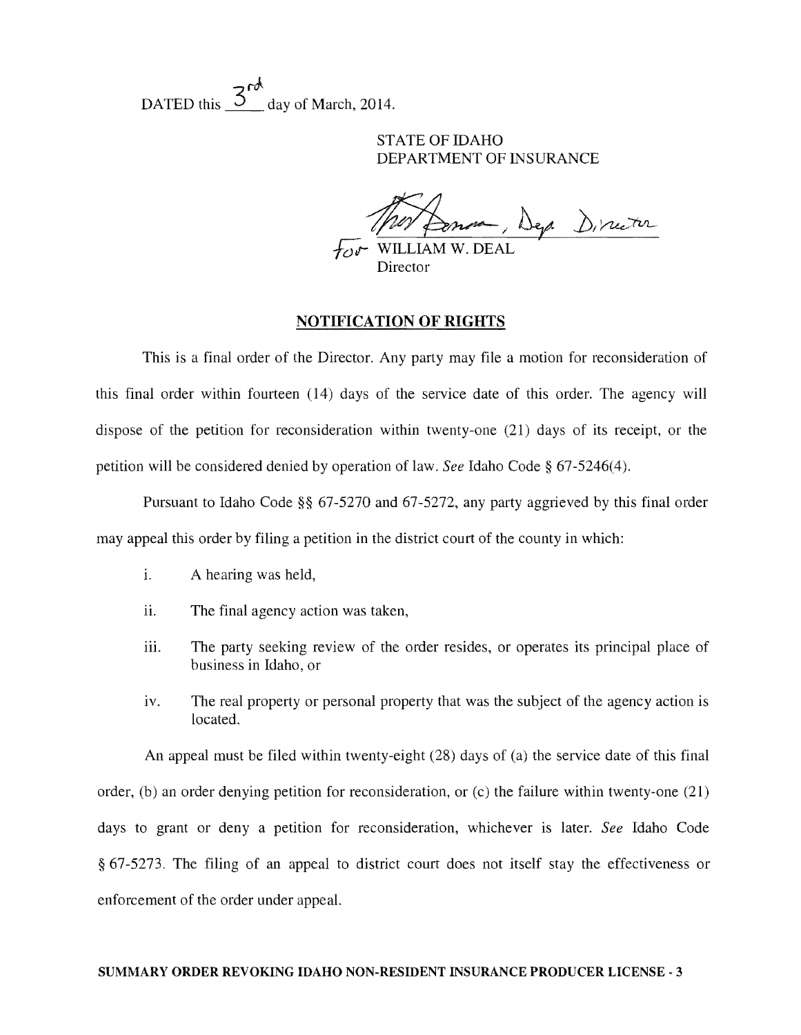DATED this 3rd day of March, 2014.

STATE OF IDAHO
DEPARTMENT OF INSURANCE

Thos Donna, Dep. Director
for WILLIAM W. DEAL
Director

## NOTIFICATION OF RIGHTS

This is a final order of the Director. Any party may file a motion for reconsideration of this final order within fourteen (14) days of the service date of this order. The agency will dispose of the petition for reconsideration within twenty-one (21) days of its receipt, or the petition will be considered denied by operation of law. *See* Idaho Code § 67-5246(4).

Pursuant to Idaho Code §§ 67-5270 and 67-5272, any party aggrieved by this final order may appeal this order by filing a petition in the district court of the county in which:

i. A hearing was held,

ii. The final agency action was taken,

iii. The party seeking review of the order resides, or operates its principal place of business in Idaho, or

iv. The real property or personal property that was the subject of the agency action is located.

An appeal must be filed within twenty-eight (28) days of (a) the service date of this final order, (b) an order denying petition for reconsideration, or (c) the failure within twenty-one (21) days to grant or deny a petition for reconsideration, whichever is later. *See* Idaho Code § 67-5273. The filing of an appeal to district court does not itself stay the effectiveness or enforcement of the order under appeal.

**SUMMARY ORDER REVOKING IDAHO NON-RESIDENT INSURANCE PRODUCER LICENSE - 3**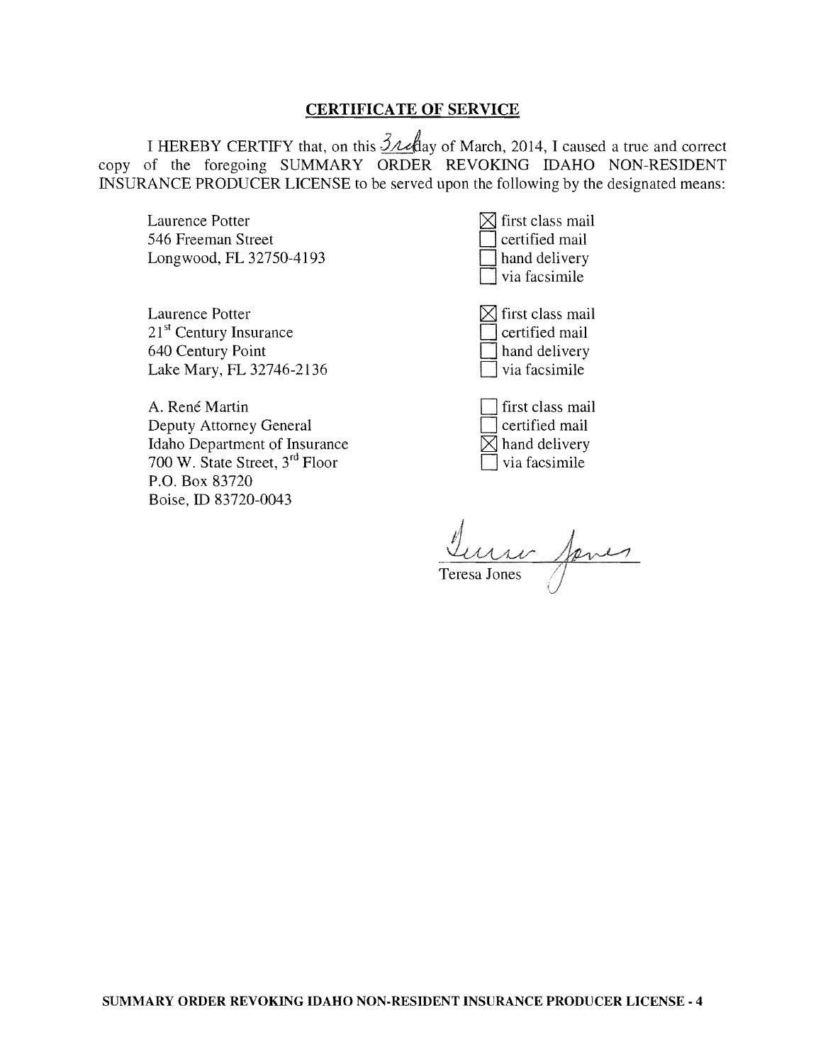## CERTIFICATE OF SERVICE

I HEREBY CERTIFY that, on this 3rd day of March, 2014, I caused a true and correct copy of the foregoing SUMMARY ORDER REVOKING IDAHO NON-RESIDENT INSURANCE PRODUCER LICENSE to be served upon the following by the designated means:

| | |
|---|---|
| Laurence Potter<br>546 Freeman Street<br>Longwood, FL 32750-4193 | ☒ first class mail<br>☐ certified mail<br>☐ hand delivery<br>☐ via facsimile |
| Laurence Potter<br>21st Century Insurance<br>640 Century Point<br>Lake Mary, FL 32746-2136 | ☒ first class mail<br>☐ certified mail<br>☐ hand delivery<br>☐ via facsimile |
| A. René Martin<br>Deputy Attorney General<br>Idaho Department of Insurance<br>700 W. State Street, 3rd Floor<br>P.O. Box 83720<br>Boise, ID 83720-0043 | ☐ first class mail<br>☐ certified mail<br>☒ hand delivery<br>☐ via facsimile |

Teresa Jones